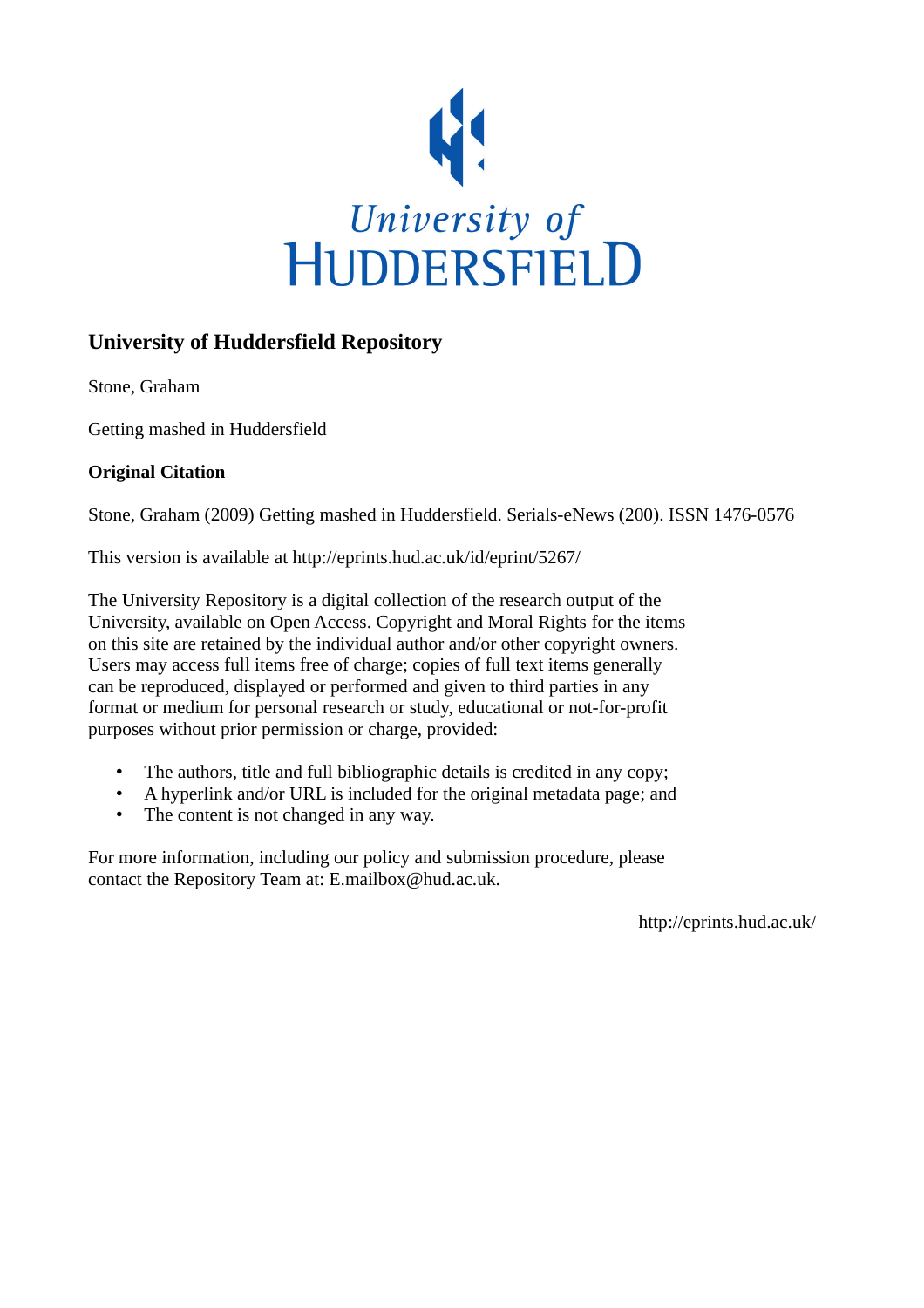University of
HUDDERSFIELD

## University of Huddersfield Repository

Stone, Graham

Getting mashed in Huddersfield

### Original Citation

Stone, Graham (2009) Getting mashed in Huddersfield. Serials-eNews (200). ISSN 1476-0576

This version is available at http://eprints.hud.ac.uk/id/eprint/5267/

The University Repository is a digital collection of the research output of the University, available on Open Access. Copyright and Moral Rights for the items on this site are retained by the individual author and/or other copyright owners. Users may access full items free of charge; copies of full text items generally can be reproduced, displayed or performed and given to third parties in any format or medium for personal research or study, educational or not-for-profit purposes without prior permission or charge, provided:

- The authors, title and full bibliographic details is credited in any copy;
- A hyperlink and/or URL is included for the original metadata page; and
- The content is not changed in any way.

For more information, including our policy and submission procedure, please contact the Repository Team at: E.mailbox@hud.ac.uk.

http://eprints.hud.ac.uk/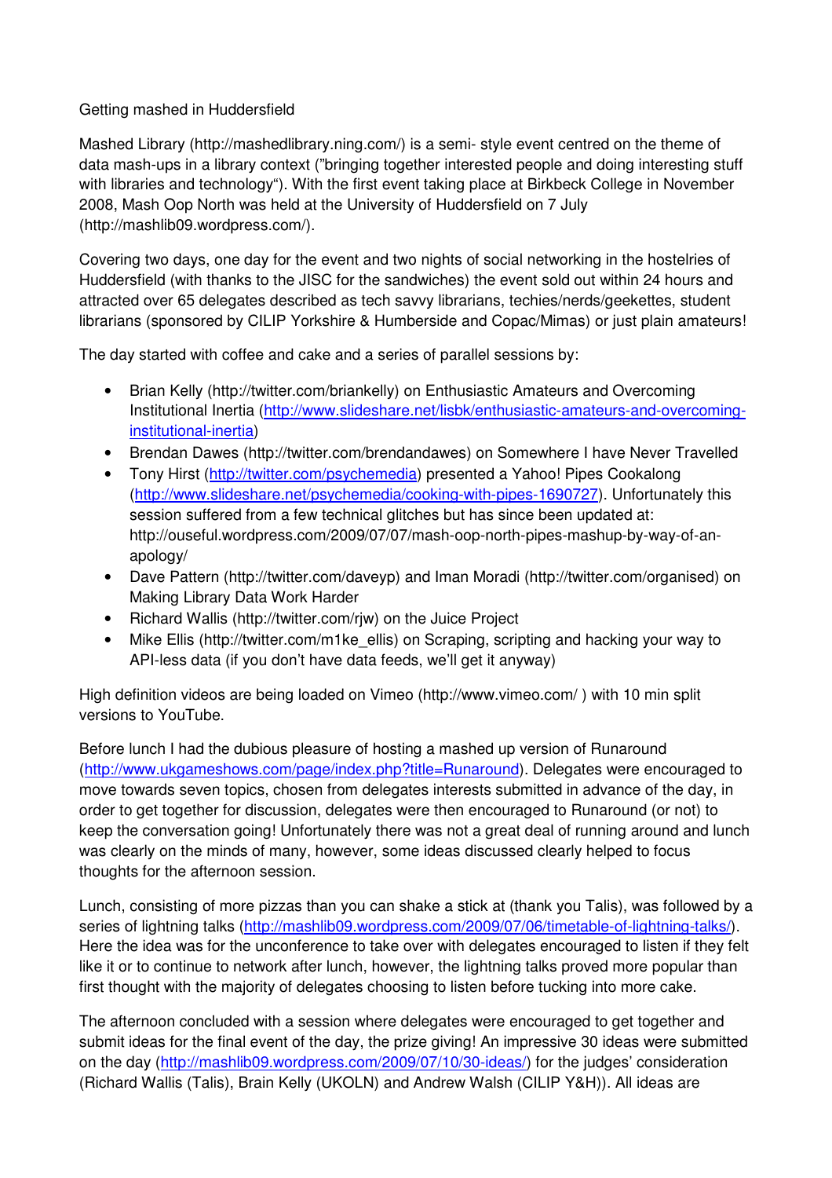Getting mashed in Huddersfield

Mashed Library (http://mashedlibrary.ning.com/) is a semi- style event centred on the theme of data mash-ups in a library context ("bringing together interested people and doing interesting stuff with libraries and technology"). With the first event taking place at Birkbeck College in November 2008, Mash Oop North was held at the University of Huddersfield on 7 July (http://mashlib09.wordpress.com/).

Covering two days, one day for the event and two nights of social networking in the hostelries of Huddersfield (with thanks to the JISC for the sandwiches) the event sold out within 24 hours and attracted over 65 delegates described as tech savvy librarians, techies/nerds/geekettes, student librarians (sponsored by CILIP Yorkshire & Humberside and Copac/Mimas) or just plain amateurs!

The day started with coffee and cake and a series of parallel sessions by:

- Brian Kelly (http://twitter.com/briankelly) on Enthusiastic Amateurs and Overcoming Institutional Inertia (http://www.slideshare.net/lisbk/enthusiastic-amateurs-and-overcoming-institutional-inertia)
- Brendan Dawes (http://twitter.com/brendandawes) on Somewhere I have Never Travelled
- Tony Hirst (http://twitter.com/psychemedia) presented a Yahoo! Pipes Cookalong (http://www.slideshare.net/psychemedia/cooking-with-pipes-1690727). Unfortunately this session suffered from a few technical glitches but has since been updated at: http://ouseful.wordpress.com/2009/07/07/mash-oop-north-pipes-mashup-by-way-of-an-apology/
- Dave Pattern (http://twitter.com/daveyp) and Iman Moradi (http://twitter.com/organised) on Making Library Data Work Harder
- Richard Wallis (http://twitter.com/rjw) on the Juice Project
- Mike Ellis (http://twitter.com/m1ke_ellis) on Scraping, scripting and hacking your way to API-less data (if you don't have data feeds, we'll get it anyway)

High definition videos are being loaded on Vimeo (http://www.vimeo.com/ ) with 10 min split versions to YouTube.

Before lunch I had the dubious pleasure of hosting a mashed up version of Runaround (http://www.ukgameshows.com/page/index.php?title=Runaround). Delegates were encouraged to move towards seven topics, chosen from delegates interests submitted in advance of the day, in order to get together for discussion, delegates were then encouraged to Runaround (or not) to keep the conversation going! Unfortunately there was not a great deal of running around and lunch was clearly on the minds of many, however, some ideas discussed clearly helped to focus thoughts for the afternoon session.

Lunch, consisting of more pizzas than you can shake a stick at (thank you Talis), was followed by a series of lightning talks (http://mashlib09.wordpress.com/2009/07/06/timetable-of-lightning-talks/). Here the idea was for the unconference to take over with delegates encouraged to listen if they felt like it or to continue to network after lunch, however, the lightning talks proved more popular than first thought with the majority of delegates choosing to listen before tucking into more cake.

The afternoon concluded with a session where delegates were encouraged to get together and submit ideas for the final event of the day, the prize giving! An impressive 30 ideas were submitted on the day (http://mashlib09.wordpress.com/2009/07/10/30-ideas/) for the judges' consideration (Richard Wallis (Talis), Brain Kelly (UKOLN) and Andrew Walsh (CILIP Y&H)). All ideas are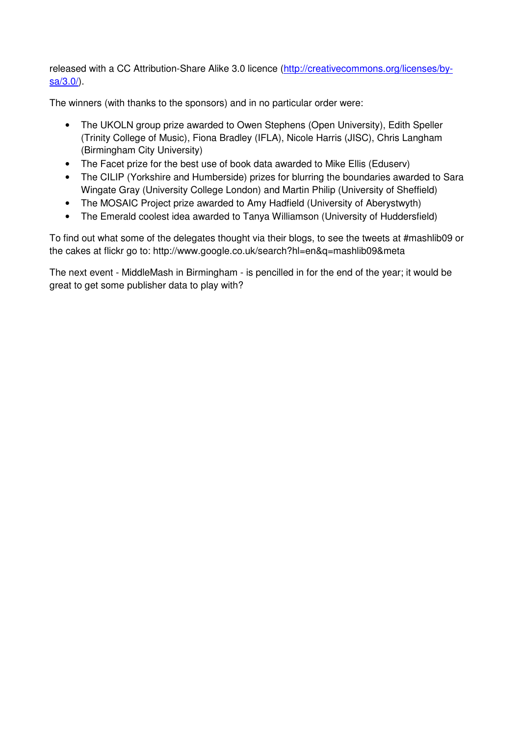released with a CC Attribution-Share Alike 3.0 licence (http://creativecommons.org/licenses/by-sa/3.0/).

The winners (with thanks to the sponsors) and in no particular order were:

- The UKOLN group prize awarded to Owen Stephens (Open University), Edith Speller (Trinity College of Music), Fiona Bradley (IFLA), Nicole Harris (JISC), Chris Langham (Birmingham City University)
- The Facet prize for the best use of book data awarded to Mike Ellis (Eduserv)
- The CILIP (Yorkshire and Humberside) prizes for blurring the boundaries awarded to Sara Wingate Gray (University College London) and Martin Philip (University of Sheffield)
- The MOSAIC Project prize awarded to Amy Hadfield (University of Aberystwyth)
- The Emerald coolest idea awarded to Tanya Williamson (University of Huddersfield)

To find out what some of the delegates thought via their blogs, to see the tweets at #mashlib09 or the cakes at flickr go to: http://www.google.co.uk/search?hl=en&q=mashlib09&meta

The next event - MiddleMash in Birmingham - is pencilled in for the end of the year; it would be great to get some publisher data to play with?